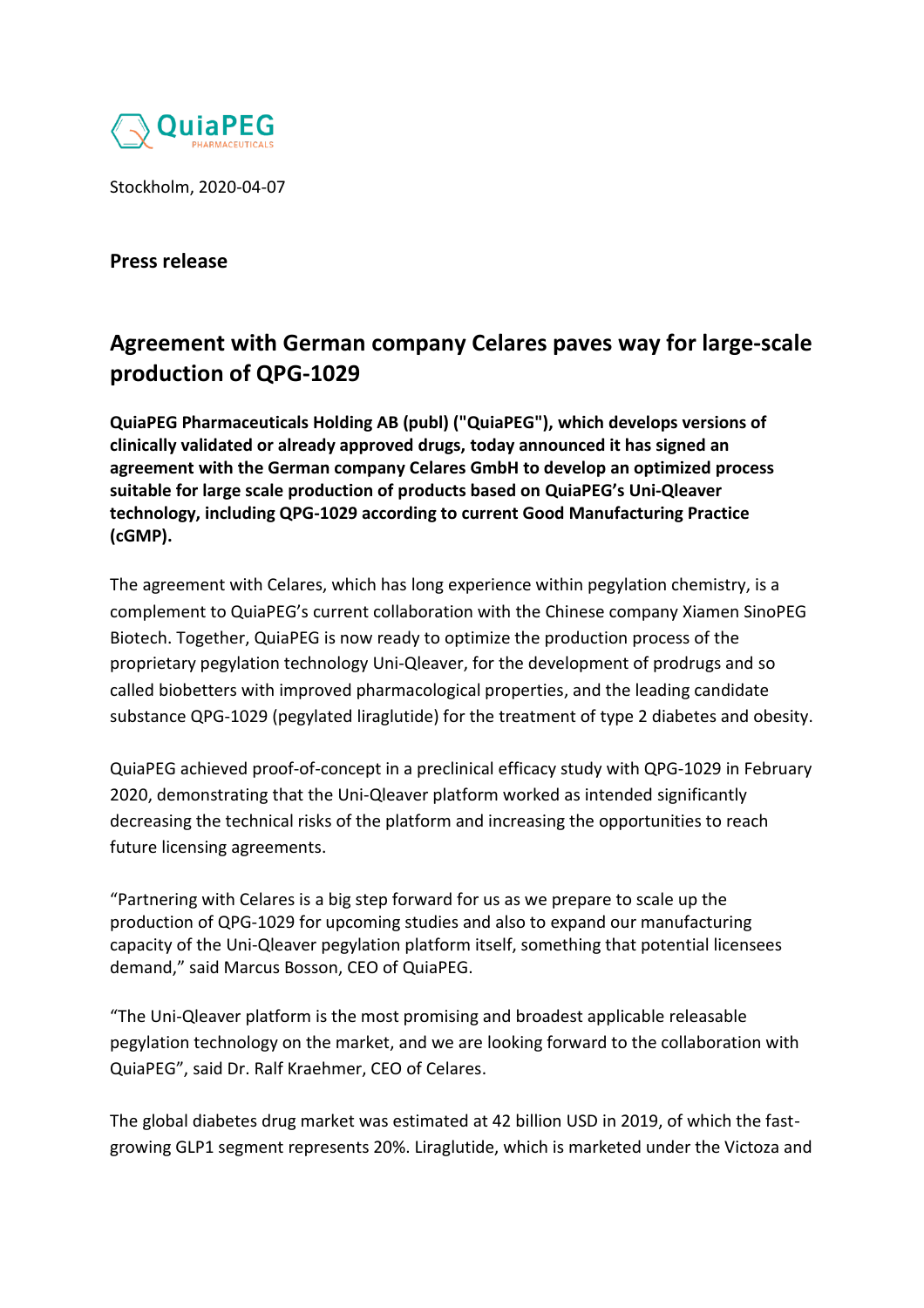QuiaPEG
PHARMACEUTICALS

Stockholm, 2020-04-07

**Press release**

# Agreement with German company Celares paves way for large-scale production of QPG-1029

**QuiaPEG Pharmaceuticals Holding AB (publ) ("QuiaPEG"), which develops versions of clinically validated or already approved drugs, today announced it has signed an agreement with the German company Celares GmbH to develop an optimized process suitable for large scale production of products based on QuiaPEG's Uni-Qleaver technology, including QPG-1029 according to current Good Manufacturing Practice (cGMP).**

The agreement with Celares, which has long experience within pegylation chemistry, is a complement to QuiaPEG's current collaboration with the Chinese company Xiamen SinoPEG Biotech. Together, QuiaPEG is now ready to optimize the production process of the proprietary pegylation technology Uni-Qleaver, for the development of prodrugs and so called biobetters with improved pharmacological properties, and the leading candidate substance QPG-1029 (pegylated liraglutide) for the treatment of type 2 diabetes and obesity.

QuiaPEG achieved proof-of-concept in a preclinical efficacy study with QPG-1029 in February 2020, demonstrating that the Uni-Qleaver platform worked as intended significantly decreasing the technical risks of the platform and increasing the opportunities to reach future licensing agreements.

"Partnering with Celares is a big step forward for us as we prepare to scale up the production of QPG-1029 for upcoming studies and also to expand our manufacturing capacity of the Uni-Qleaver pegylation platform itself, something that potential licensees demand," said Marcus Bosson, CEO of QuiaPEG.

"The Uni-Qleaver platform is the most promising and broadest applicable releasable pegylation technology on the market, and we are looking forward to the collaboration with QuiaPEG", said Dr. Ralf Kraehmer, CEO of Celares.

The global diabetes drug market was estimated at 42 billion USD in 2019, of which the fast-growing GLP1 segment represents 20%. Liraglutide, which is marketed under the Victoza and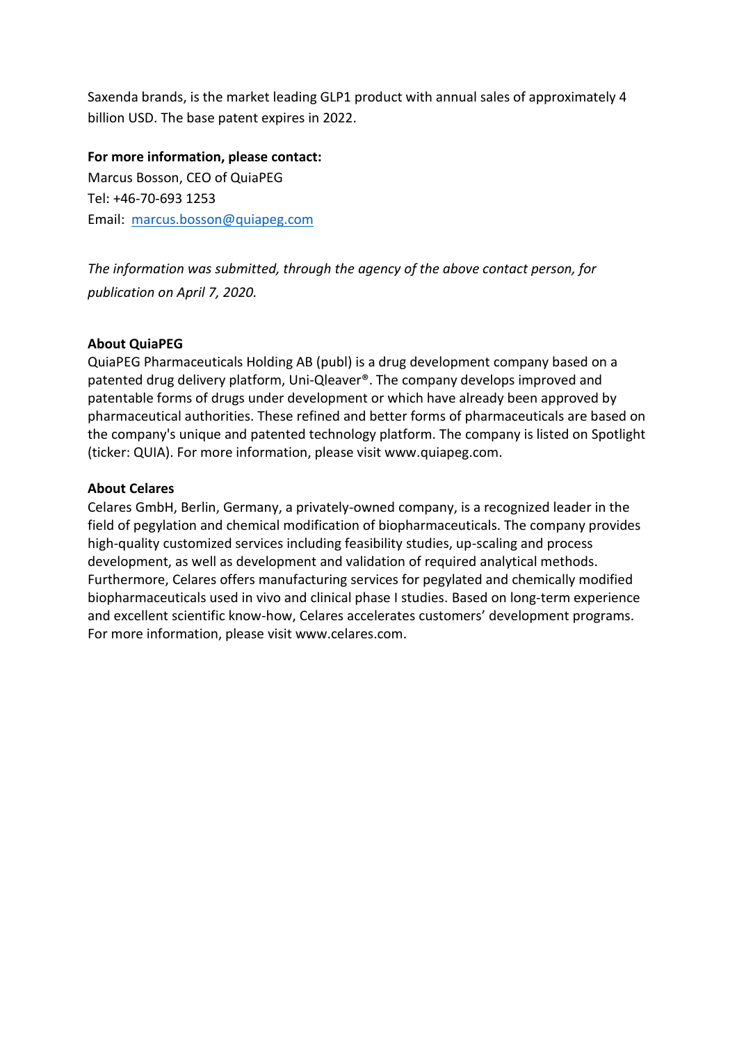Saxenda brands, is the market leading GLP1 product with annual sales of approximately 4 billion USD. The base patent expires in 2022.

**For more information, please contact:**
Marcus Bosson, CEO of QuiaPEG
Tel: +46-70-693 1253
Email: marcus.bosson@quiapeg.com

*The information was submitted, through the agency of the above contact person, for publication on April 7, 2020.*

**About QuiaPEG**
QuiaPEG Pharmaceuticals Holding AB (publ) is a drug development company based on a patented drug delivery platform, Uni-Qleaver®. The company develops improved and patentable forms of drugs under development or which have already been approved by pharmaceutical authorities. These refined and better forms of pharmaceuticals are based on the company's unique and patented technology platform. The company is listed on Spotlight (ticker: QUIA). For more information, please visit www.quiapeg.com.

**About Celares**
Celares GmbH, Berlin, Germany, a privately-owned company, is a recognized leader in the field of pegylation and chemical modification of biopharmaceuticals. The company provides high-quality customized services including feasibility studies, up-scaling and process development, as well as development and validation of required analytical methods. Furthermore, Celares offers manufacturing services for pegylated and chemically modified biopharmaceuticals used in vivo and clinical phase I studies. Based on long-term experience and excellent scientific know-how, Celares accelerates customers' development programs. For more information, please visit www.celares.com.